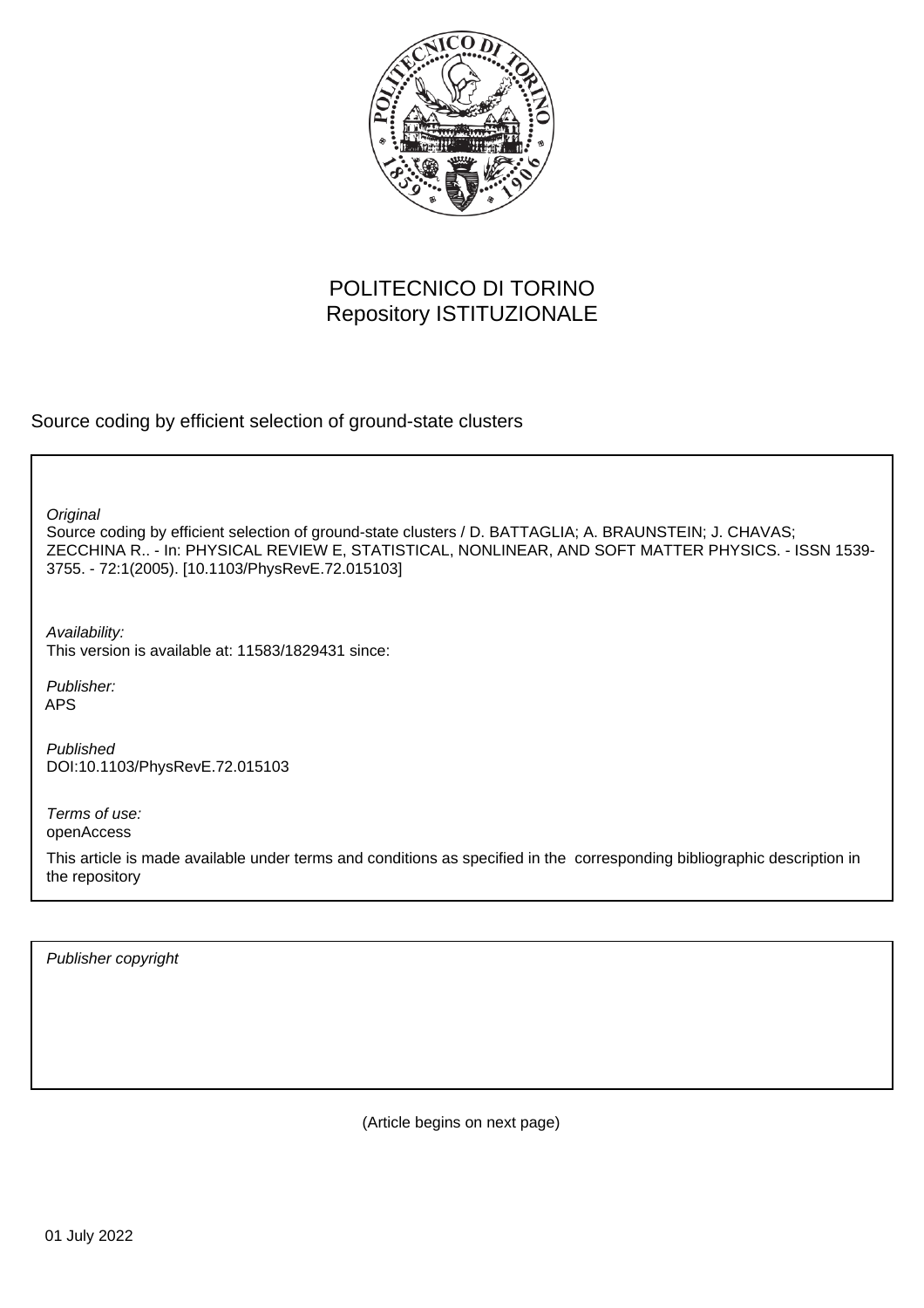POLITECNICO DI TORINO
Repository ISTITUZIONALE

Source coding by efficient selection of ground-state clusters

*Original*
Source coding by efficient selection of ground-state clusters / D. BATTAGLIA; A. BRAUNSTEIN; J. CHAVAS; ZECCHINA R.. - In: PHYSICAL REVIEW E, STATISTICAL, NONLINEAR, AND SOFT MATTER PHYSICS. - ISSN 1539-3755. - 72:1(2005). [10.1103/PhysRevE.72.015103]

*Availability:*
This version is available at: 11583/1829431 since:

*Publisher:*
APS

*Published*
DOI:10.1103/PhysRevE.72.015103

*Terms of use:*
openAccess

This article is made available under terms and conditions as specified in the corresponding bibliographic description in the repository

*Publisher copyright*

(Article begins on next page)

01 July 2022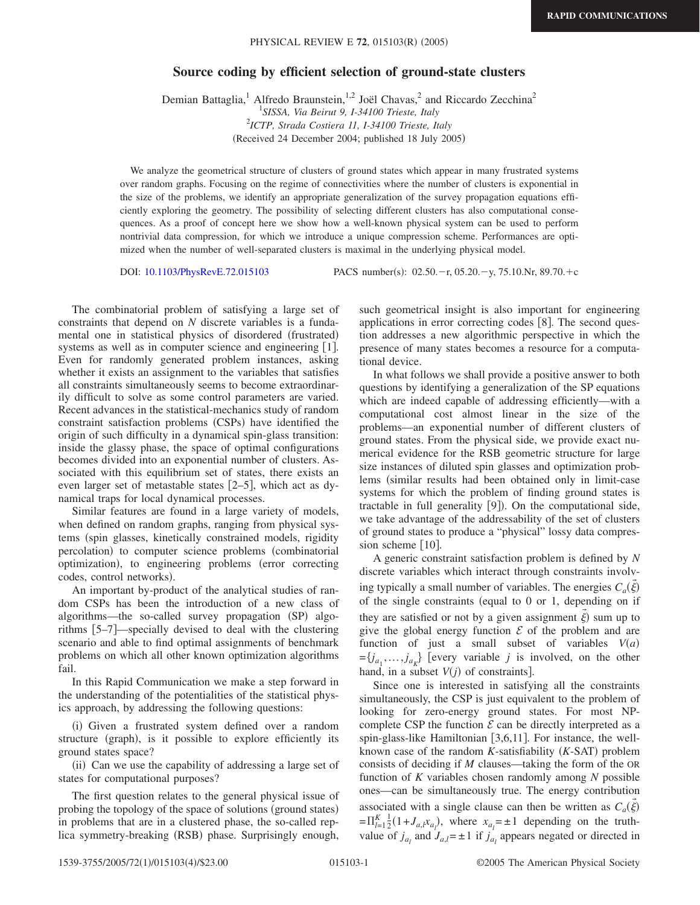# Source coding by efficient selection of ground-state clusters

Demian Battaglia,[1] Alfredo Braunstein,[1,2] Joël Chavas,[2] and Riccardo Zecchina[2]

[1]*SISSA, Via Beirut 9, I-34100 Trieste, Italy*

[2]*ICTP, Strada Costiera 11, I-34100 Trieste, Italy*

(Received 24 December 2004; published 18 July 2005)

We analyze the geometrical structure of clusters of ground states which appear in many frustrated systems over random graphs. Focusing on the regime of connectivities where the number of clusters is exponential in the size of the problems, we identify an appropriate generalization of the survey propagation equations efficiently exploring the geometry. The possibility of selecting different clusters has also computational consequences. As a proof of concept here we show how a well-known physical system can be used to perform nontrivial data compression, for which we introduce a unique compression scheme. Performances are optimized when the number of well-separated clusters is maximal in the underlying physical model.

DOI: 10.1103/PhysRevE.72.015103 PACS number(s): 02.50.−r, 05.20.−y, 75.10.Nr, 89.70.+c

The combinatorial problem of satisfying a large set of constraints that depend on $N$ discrete variables is a fundamental one in statistical physics of disordered (frustrated) systems as well as in computer science and engineering [1]. Even for randomly generated problem instances, asking whether it exists an assignment to the variables that satisfies all constraints simultaneously seems to become extraordinarily difficult to solve as some control parameters are varied. Recent advances in the statistical-mechanics study of random constraint satisfaction problems (CSPs) have identified the origin of such difficulty in a dynamical spin-glass transition: inside the glassy phase, the space of optimal configurations becomes divided into an exponential number of clusters. Associated with this equilibrium set of states, there exists an even larger set of metastable states [2–5], which act as dynamical traps for local dynamical processes.

Similar features are found in a large variety of models, when defined on random graphs, ranging from physical systems (spin glasses, kinetically constrained models, rigidity percolation) to computer science problems (combinatorial optimization), to engineering problems (error correcting codes, control networks).

An important by-product of the analytical studies of random CSPs has been the introduction of a new class of algorithms—the so-called survey propagation (SP) algorithms [5–7]—specially devised to deal with the clustering scenario and able to find optimal assignments of benchmark problems on which all other known optimization algorithms fail.

In this Rapid Communication we make a step forward in the understanding of the potentialities of the statistical physics approach, by addressing the following questions:

(i) Given a frustrated system defined over a random structure (graph), is it possible to explore efficiently its ground states space?

(ii) Can we use the capability of addressing a large set of states for computational purposes?

The first question relates to the general physical issue of probing the topology of the space of solutions (ground states) in problems that are in a clustered phase, the so-called replica symmetry-breaking (RSB) phase. Surprisingly enough, such geometrical insight is also important for engineering applications in error correcting codes [8]. The second question addresses a new algorithmic perspective in which the presence of many states becomes a resource for a computational device.

In what follows we shall provide a positive answer to both questions by identifying a generalization of the SP equations which are indeed capable of addressing efficiently—with a computational cost almost linear in the size of the problems—an exponential number of different clusters of ground states. From the physical side, we provide exact numerical evidence for the RSB geometric structure for large size instances of diluted spin glasses and optimization problems (similar results had been obtained only in limit-case systems for which the problem of finding ground states is tractable in full generality [9]). On the computational side, we take advantage of the addressability of the set of clusters of ground states to produce a "physical" lossy data compression scheme [10].

A generic constraint satisfaction problem is defined by $N$ discrete variables which interact through constraints involving typically a small number of variables. The energies $C_a(\vec{\xi})$ of the single constraints (equal to 0 or 1, depending on if they are satisfied or not by a given assignment $\vec{\xi}$) sum up to give the global energy function $\mathcal{E}$ of the problem and are function of just a small subset of variables $V(a) = \{j_{a_1}, \ldots, j_{a_K}\}$ [every variable $j$ is involved, on the other hand, in a subset $V(j)$ of constraints].

Since one is interested in satisfying all the constraints simultaneously, the CSP is just equivalent to the problem of looking for zero-energy ground states. For most NP-complete CSP the function $\mathcal{E}$ can be directly interpreted as a spin-glass-like Hamiltonian [3,6,11]. For instance, the well-known case of the random $K$-satisfiability ($K$-SAT) problem consists of deciding if $M$ clauses—taking the form of the OR function of $K$ variables chosen randomly among $N$ possible ones—can be simultaneously true. The energy contribution associated with a single clause can then be written as $C_a(\vec{\xi}) = \prod_{l=1}^{K} \frac{1}{2}(1 + J_{a,l} x_{a_l})$, where $x_{a_l} = \pm 1$ depending on the truth-value of $j_{a_l}$ and $J_{a,l} = \pm 1$ if $j_{a_l}$ appears negated or directed in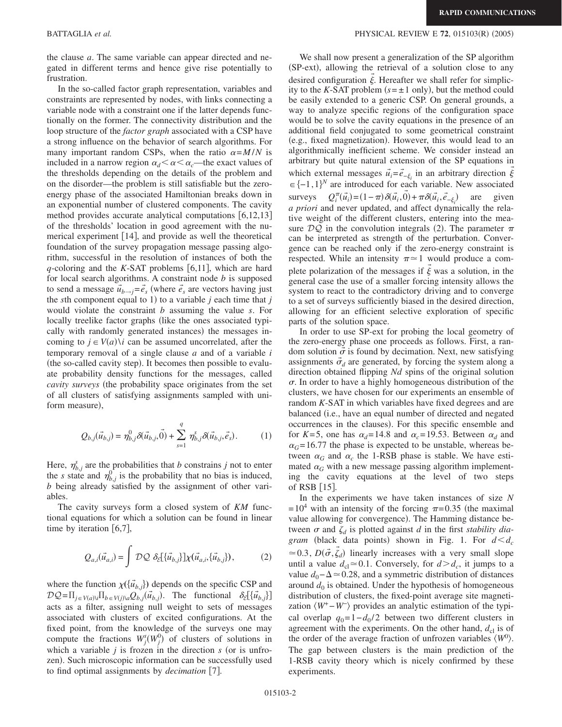the clause $a$. The same variable can appear directed and negated in different terms and hence give rise potentially to frustration.

In the so-called factor graph representation, variables and constraints are represented by nodes, with links connecting a variable node with a constraint one if the latter depends functionally on the former. The connectivity distribution and the loop structure of the *factor graph* associated with a CSP have a strong influence on the behavior of search algorithms. For many important random CSPs, when the ratio $\alpha = M/N$ is included in a narrow region $\alpha_d < \alpha < \alpha_c$—the exact values of the thresholds depending on the details of the problem and on the disorder—the problem is still satisfiable but the zero-energy phase of the associated Hamiltonian breaks down in an exponential number of clustered components. The cavity method provides accurate analytical computations [6,12,13] of the thresholds' location in good agreement with the numerical experiment [14], and provide as well the theoretical foundation of the survey propagation message passing algorithm, successful in the resolution of instances of both the $q$-coloring and the $K$-SAT problems [6,11], which are hard for local search algorithms. A constraint node $b$ is supposed to send a message $\vec{u}_{b\to j} = \vec{e}_s$ (where $\vec{e}_s$ are vectors having just the $s$th component equal to 1) to a variable $j$ each time that $j$ would violate the constraint $b$ assuming the value $s$. For locally treelike factor graphs (like the ones associated typically with randomly generated instances) the messages incoming to $j \in V(a) \backslash i$ can be assumed uncorrelated, after the temporary removal of a single clause $a$ and of a variable $i$ (the so-called cavity step). It becomes then possible to evaluate probability density functions for the messages, called *cavity surveys* (the probability space originates from the set of all clusters of satisfying assignments sampled with uniform measure),

$$Q_{b,j}(\vec{u}_{b,j}) = \eta^0_{b,j}\delta(\vec{u}_{b,j},\vec{0}) + \sum_{s=1}^{q} \eta^s_{b,j}\delta(\vec{u}_{b,j},\vec{e}_s). \qquad (1)$$

Here, $\eta^s_{b,j}$ are the probabilities that $b$ constrains $j$ not to enter the $s$ state and $\eta^0_{b,j}$ is the probability that no bias is induced, $b$ being already satisfied by the assignment of other variables.

The cavity surveys form a closed system of $KM$ functional equations for which a solution can be found in linear time by iteration [6,7],

$$Q_{a,i}(\vec{u}_{a,i}) = \int \mathcal{DQ}\ \delta_{\mathcal{E}}[\{\vec{u}_{b,j}\}]\chi(\vec{u}_{a,i},\{\vec{u}_{b,j}\}), \qquad (2)$$

where the function $\chi(\{\vec{u}_{b,j}\})$ depends on the specific CSP and $\mathcal{DQ} = \prod_{j\in V(a)\backslash i}\prod_{b\in V(j)\backslash a} Q_{b,j}(\vec{u}_{b,j})$. The functional $\delta_{\mathcal{E}}[\{\vec{u}_{b,j}\}]$ acts as a filter, assigning null weight to sets of messages associated with clusters of excited configurations. At the fixed point, from the knowledge of the surveys one may compute the fractions $W^s_j(W^0_j)$ of clusters of solutions in which a variable $j$ is frozen in the direction $s$ (or is unfrozen). Such microscopic information can be successfully used to find optimal assignments by *decimation* [7].

We shall now present a generalization of the SP algorithm (SP-ext), allowing the retrieval of a solution close to any desired configuration $\vec{\xi}$. Hereafter we shall refer for simplicity to the $K$-SAT problem ($s = \pm 1$ only), but the method could be easily extended to a generic CSP. On general grounds, a way to analyze specific regions of the configuration space would be to solve the cavity equations in the presence of an additional field conjugated to some geometrical constraint (e.g., fixed magnetization). However, this would lead to an algorithmically inefficient scheme. We consider instead an arbitrary but quite natural extension of the SP equations in which external messages $\vec{u}_i = \vec{e}_{-\xi_i}$ in an arbitrary direction $\vec{\xi} \in \{-1,1\}^N$ are introduced for each variable. New associated surveys $Q^{\pi}_i(\vec{u}_i) = (1-\pi)\delta(\vec{u}_i,\vec{0}) + \pi\delta(\vec{u}_i,\vec{e}_{-\xi_i})$ are given *a priori* and never updated, and affect dynamically the relative weight of the different clusters, entering into the measure $\mathcal{DQ}$ in the convolution integrals (2). The parameter $\pi$ can be interpreted as strength of the perturbation. Convergence can be reached only if the zero-energy constraint is respected. While an intensity $\pi \simeq 1$ would produce a complete polarization of the messages if $\vec{\xi}$ was a solution, in the general case the use of a smaller forcing intensity allows the system to react to the contradictory driving and to converge to a set of surveys sufficiently biased in the desired direction, allowing for an efficient selective exploration of specific parts of the solution space.

In order to use SP-ext for probing the local geometry of the zero-energy phase one proceeds as follows. First, a random solution $\vec{\sigma}$ is found by decimation. Next, new satisfying assignments $\vec{\sigma}_d$ are generated, by forcing the system along a direction obtained flipping $Nd$ spins of the original solution $\sigma$. In order to have a highly homogeneous distribution of the clusters, we have chosen for our experiments an ensemble of random $K$-SAT in which variables have fixed degrees and are balanced (i.e., have an equal number of directed and negated occurrences in the clauses). For this specific ensemble and for $K=5$, one has $\alpha_d = 14.8$ and $\alpha_c = 19.53$. Between $\alpha_d$ and $\alpha_G = 16.77$ the phase is expected to be unstable, whereas between $\alpha_G$ and $\alpha_c$ the 1-RSB phase is stable. We have estimated $\alpha_G$ with a new message passing algorithm implementing the cavity equations at the level of two steps of RSB [15].

In the experiments we have taken instances of size $N = 10^4$ with an intensity of the forcing $\pi = 0.35$ (the maximal value allowing for convergence). The Hamming distance between $\sigma$ and $\zeta_d$ is plotted against $d$ in the first *stability diagram* (black data points) shown in Fig. 1. For $d < d_c \simeq 0.3$, $D(\vec{\sigma},\vec{\zeta}_d)$ linearly increases with a very small slope until a value $d_{\rm cl} \simeq 0.1$. Conversely, for $d > d_c$, it jumps to a value $d_0 - \Delta \simeq 0.28$, and a symmetric distribution of distances around $d_0$ is obtained. Under the hypothesis of homogeneous distribution of clusters, the fixed-point average site magnetization $\langle W^+ - W^- \rangle$ provides an analytic estimation of the typical overlap $q_0 = 1 - d_0/2$ between two different clusters in agreement with the experiments. On the other hand, $d_{\rm cl}$ is of the order of the average fraction of unfrozen variables $\langle W^0 \rangle$. The gap between clusters is the main prediction of the 1-RSB cavity theory which is nicely confirmed by these experiments.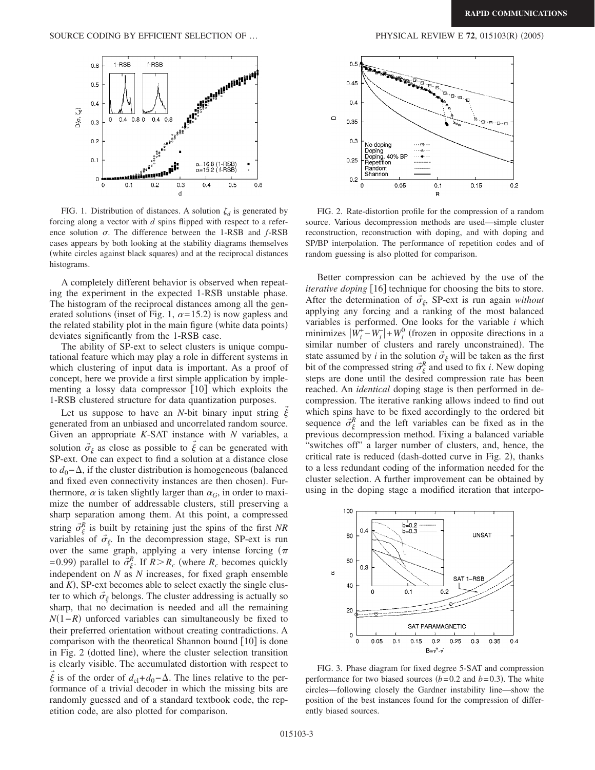FIG. 1. Distribution of distances. A solution $\zeta_d$ is generated by forcing along a vector with $d$ spins flipped with respect to a reference solution $\sigma$. The difference between the 1-RSB and $f$-RSB cases appears by both looking at the stability diagrams themselves (white circles against black squares) and at the reciprocal distances histograms.

A completely different behavior is observed when repeating the experiment in the expected 1-RSB unstable phase. The histogram of the reciprocal distances among all the generated solutions (inset of Fig. 1, $\alpha=15.2$) is now gapless and the related stability plot in the main figure (white data points) deviates significantly from the 1-RSB case.

The ability of SP-ext to select clusters is unique computational feature which may play a role in different systems in which clustering of input data is important. As a proof of concept, here we provide a first simple application by implementing a lossy data compressor [10] which exploits the 1-RSB clustered structure for data quantization purposes.

Let us suppose to have an $N$-bit binary input string $\vec{\xi}$ generated from an unbiased and uncorrelated random source. Given an appropriate $K$-SAT instance with $N$ variables, a solution $\vec{\sigma}_{\xi}$ as close as possible to $\vec{\xi}$ can be generated with SP-ext. One can expect to find a solution at a distance close to $d_0-\Delta$, if the cluster distribution is homogeneous (balanced and fixed even connectivity instances are then chosen). Furthermore, $\alpha$ is taken slightly larger than $\alpha_G$, in order to maximize the number of addressable clusters, still preserving a sharp separation among them. At this point, a compressed string $\vec{\sigma}_{\xi}^{R}$ is built by retaining just the spins of the first $NR$ variables of $\vec{\sigma}_{\xi}$. In the decompression stage, SP-ext is run over the same graph, applying a very intense forcing ($\pi=0.99$) parallel to $\vec{\sigma}_{\xi}^{R}$. If $R>R_c$ (where $R_c$ becomes quickly independent on $N$ as $N$ increases, for fixed graph ensemble and $K$), SP-ext becomes able to select exactly the single cluster to which $\vec{\sigma}_{\xi}$ belongs. The cluster addressing is actually so sharp, that no decimation is needed and all the remaining $N(1-R)$ unforced variables can simultaneously be fixed to their preferred orientation without creating contradictions. A comparison with the theoretical Shannon bound [10] is done in Fig. 2 (dotted line), where the cluster selection transition is clearly visible. The accumulated distortion with respect to $\vec{\xi}$ is of the order of $d_{cl}+d_0-\Delta$. The lines relative to the performance of a trivial decoder in which the missing bits are randomly guessed and of a standard textbook code, the repetition code, are also plotted for comparison.

FIG. 2. Rate-distortion profile for the compression of a random source. Various decompression methods are used—simple cluster reconstruction, reconstruction with doping, and with doping and SP/BP interpolation. The performance of repetition codes and of random guessing is also plotted for comparison.

Better compression can be achieved by the use of the *iterative doping* [16] technique for choosing the bits to store. After the determination of $\vec{\sigma}_{\xi}$, SP-ext is run again *without* applying any forcing and a ranking of the most balanced variables is performed. One looks for the variable $i$ which minimizes $|W_i^{+}-W_i^{-}|+W_i^{0}$ (frozen in opposite directions in a similar number of clusters and rarely unconstrained). The state assumed by $i$ in the solution $\vec{\sigma}_{\xi}$ will be taken as the first bit of the compressed string $\vec{\sigma}_{\xi}^{R}$ and used to fix $i$. New doping steps are done until the desired compression rate has been reached. An *identical* doping stage is then performed in decompression. The iterative ranking allows indeed to find out which spins have to be fixed accordingly to the ordered bit sequence $\vec{\sigma}_{\xi}^{R}$ and the left variables can be fixed as in the previous decompression method. Fixing a balanced variable "switches off" a larger number of clusters, and, hence, the critical rate is reduced (dash-dotted curve in Fig. 2), thanks to a less redundant coding of the information needed for the cluster selection. A further improvement can be obtained by using in the doping stage a modified iteration that interpo-

FIG. 3. Phase diagram for fixed degree 5-SAT and compression performance for two biased sources ($b=0.2$ and $b=0.3$). The white circles—following closely the Gardner instability line—show the position of the best instances found for the compression of differently biased sources.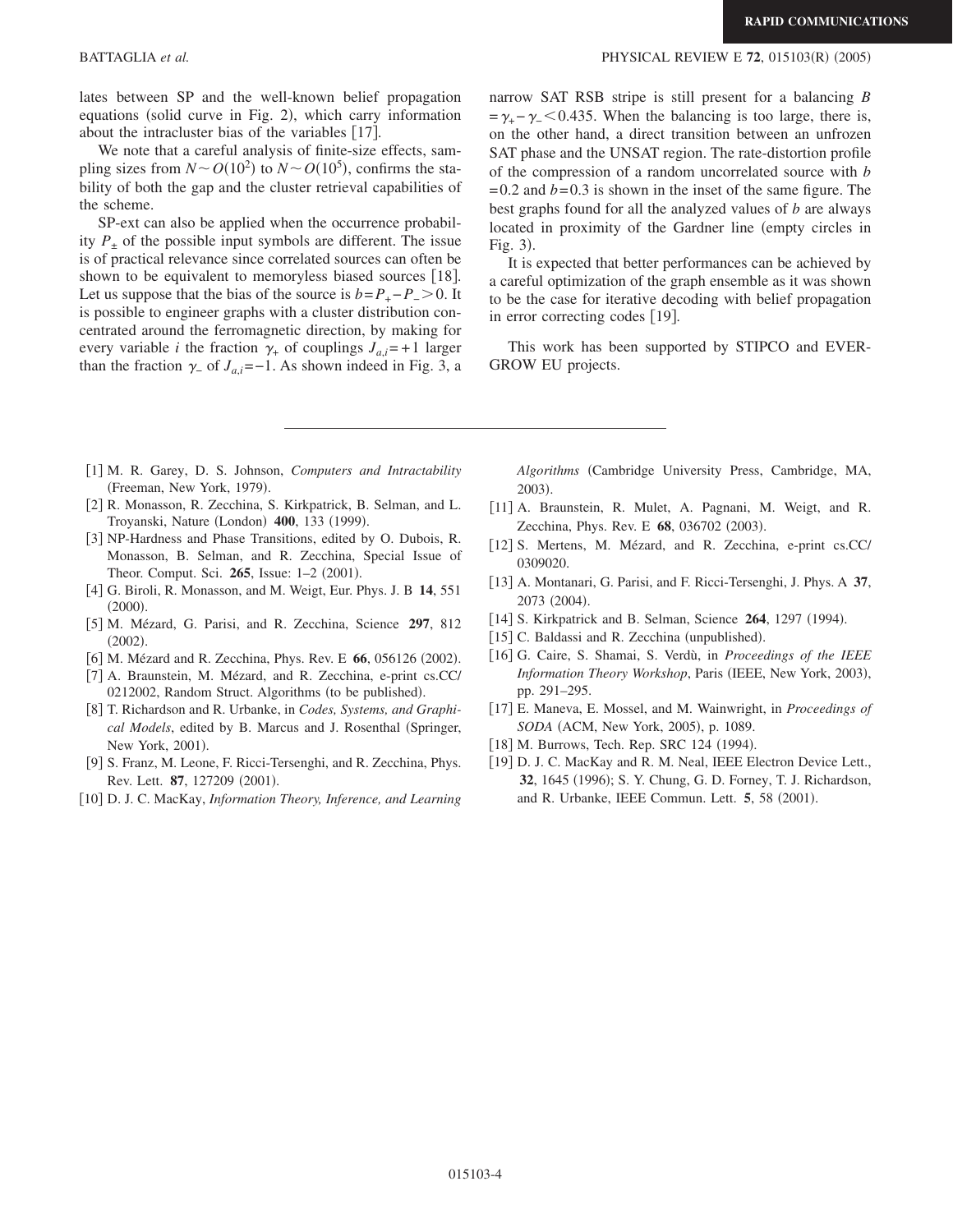lates between SP and the well-known belief propagation equations (solid curve in Fig. 2), which carry information about the intracluster bias of the variables [17].

We note that a careful analysis of finite-size effects, sampling sizes from $N \sim O(10^2)$ to $N \sim O(10^5)$, confirms the stability of both the gap and the cluster retrieval capabilities of the scheme.

SP-ext can also be applied when the occurrence probability $P_{\pm}$ of the possible input symbols are different. The issue is of practical relevance since correlated sources can often be shown to be equivalent to memoryless biased sources [18]. Let us suppose that the bias of the source is $b = P_+ - P_- > 0$. It is possible to engineer graphs with a cluster distribution concentrated around the ferromagnetic direction, by making for every variable $i$ the fraction $\gamma_+$ of couplings $J_{a,i} = +1$ larger than the fraction $\gamma_-$ of $J_{a,i} = -1$. As shown indeed in Fig. 3, a narrow SAT RSB stripe is still present for a balancing $B = \gamma_+ - \gamma_- < 0.435$. When the balancing is too large, there is, on the other hand, a direct transition between an unfrozen SAT phase and the UNSAT region. The rate-distortion profile of the compression of a random uncorrelated source with $b = 0.2$ and $b = 0.3$ is shown in the inset of the same figure. The best graphs found for all the analyzed values of $b$ are always located in proximity of the Gardner line (empty circles in Fig. 3).

It is expected that better performances can be achieved by a careful optimization of the graph ensemble as it was shown to be the case for iterative decoding with belief propagation in error correcting codes [19].

This work has been supported by STIPCO and EVERGROW EU projects.

---

[1] M. R. Garey, D. S. Johnson, *Computers and Intractability* (Freeman, New York, 1979).

[2] R. Monasson, R. Zecchina, S. Kirkpatrick, B. Selman, and L. Troyanski, Nature (London) **400**, 133 (1999).

[3] NP-Hardness and Phase Transitions, edited by O. Dubois, R. Monasson, B. Selman, and R. Zecchina, Special Issue of Theor. Comput. Sci. **265**, Issue: 1–2 (2001).

[4] G. Biroli, R. Monasson, and M. Weigt, Eur. Phys. J. B **14**, 551 (2000).

[5] M. Mézard, G. Parisi, and R. Zecchina, Science **297**, 812 (2002).

[6] M. Mézard and R. Zecchina, Phys. Rev. E **66**, 056126 (2002).

[7] A. Braunstein, M. Mézard, and R. Zecchina, e-print cs.CC/0212002, Random Struct. Algorithms (to be published).

[8] T. Richardson and R. Urbanke, in *Codes, Systems, and Graphical Models*, edited by B. Marcus and J. Rosenthal (Springer, New York, 2001).

[9] S. Franz, M. Leone, F. Ricci-Tersenghi, and R. Zecchina, Phys. Rev. Lett. **87**, 127209 (2001).

[10] D. J. C. MacKay, *Information Theory, Inference, and Learning Algorithms* (Cambridge University Press, Cambridge, MA, 2003).

[11] A. Braunstein, R. Mulet, A. Pagnani, M. Weigt, and R. Zecchina, Phys. Rev. E **68**, 036702 (2003).

[12] S. Mertens, M. Mézard, and R. Zecchina, e-print cs.CC/0309020.

[13] A. Montanari, G. Parisi, and F. Ricci-Tersenghi, J. Phys. A **37**, 2073 (2004).

[14] S. Kirkpatrick and B. Selman, Science **264**, 1297 (1994).

[15] C. Baldassi and R. Zecchina (unpublished).

[16] G. Caire, S. Shamai, S. Verdù, in *Proceedings of the IEEE Information Theory Workshop*, Paris (IEEE, New York, 2003), pp. 291–295.

[17] E. Maneva, E. Mossel, and M. Wainwright, in *Proceedings of SODA* (ACM, New York, 2005), p. 1089.

[18] M. Burrows, Tech. Rep. SRC 124 (1994).

[19] D. J. C. MacKay and R. M. Neal, IEEE Electron Device Lett., **32**, 1645 (1996); S. Y. Chung, G. D. Forney, T. J. Richardson, and R. Urbanke, IEEE Commun. Lett. **5**, 58 (2001).